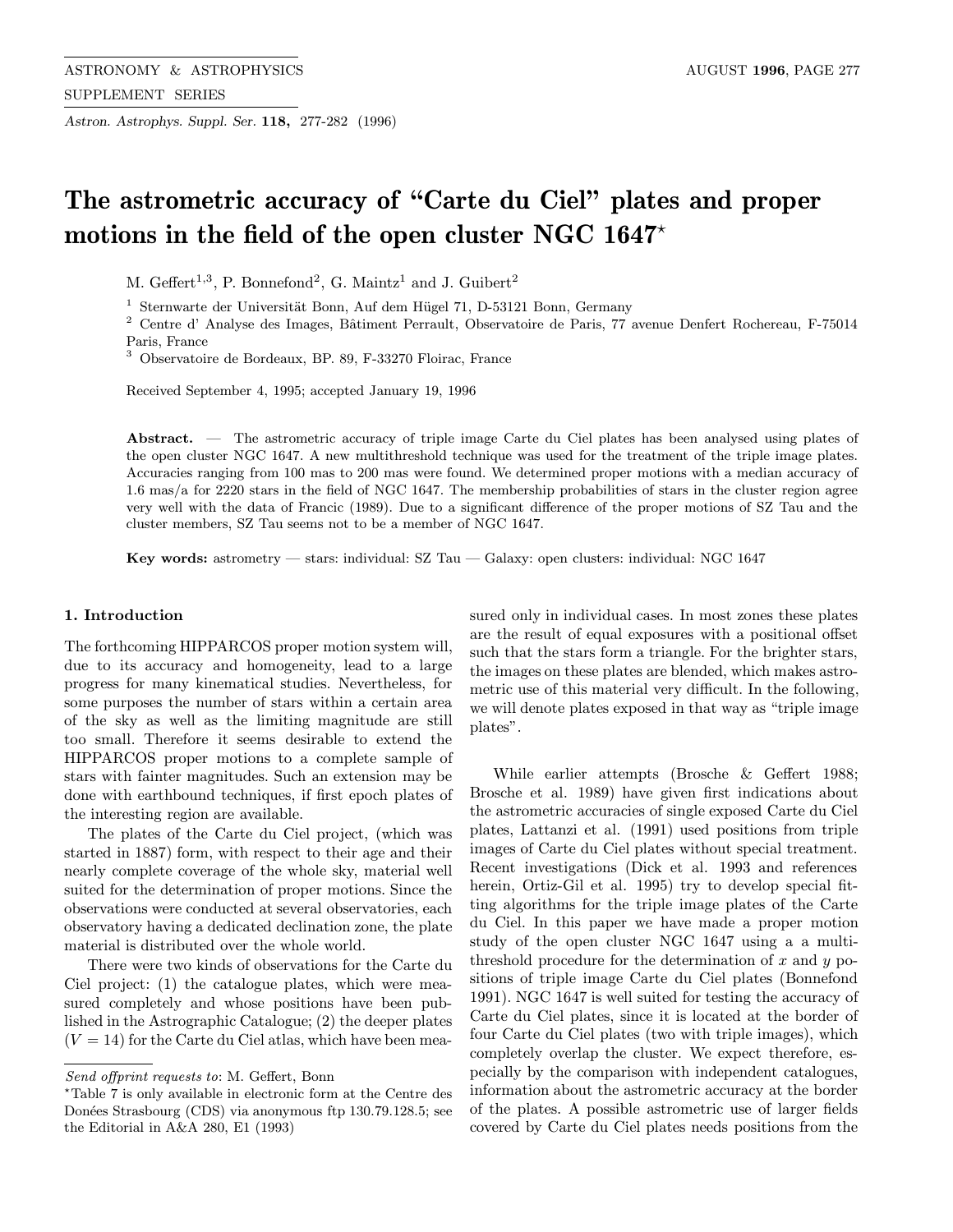# The astrometric accuracy of "Carte du Ciel" plates and proper motions in the field of the open cluster NGC 1647*

M. Geffert[1,3], P. Bonnefond[2], G. Maintz[1] and J. Guibert[2]

[1] Sternwarte der Universität Bonn, Auf dem Hügel 71, D-53121 Bonn, Germany
[2] Centre d' Analyse des Images, Bâtiment Perrault, Observatoire de Paris, 77 avenue Denfert Rochereau, F-75014 Paris, France
[3] Observatoire de Bordeaux, BP. 89, F-33270 Floirac, France

Received September 4, 1995; accepted January 19, 1996

**Abstract.** — The astrometric accuracy of triple image Carte du Ciel plates has been analysed using plates of the open cluster NGC 1647. A new multithreshold technique was used for the treatment of the triple image plates. Accuracies ranging from 100 mas to 200 mas were found. We determined proper motions with a median accuracy of 1.6 mas/a for 2220 stars in the field of NGC 1647. The membership probabilities of stars in the cluster region agree very well with the data of Francic (1989). Due to a significant difference of the proper motions of SZ Tau and the cluster members, SZ Tau seems not to be a member of NGC 1647.

**Key words:** astrometry — stars: individual: SZ Tau — Galaxy: open clusters: individual: NGC 1647

## 1. Introduction

The forthcoming HIPPARCOS proper motion system will, due to its accuracy and homogeneity, lead to a large progress for many kinematical studies. Nevertheless, for some purposes the number of stars within a certain area of the sky as well as the limiting magnitude are still too small. Therefore it seems desirable to extend the HIPPARCOS proper motions to a complete sample of stars with fainter magnitudes. Such an extension may be done with earthbound techniques, if first epoch plates of the interesting region are available.

The plates of the Carte du Ciel project, (which was started in 1887) form, with respect to their age and their nearly complete coverage of the whole sky, material well suited for the determination of proper motions. Since the observations were conducted at several observatories, each observatory having a dedicated declination zone, the plate material is distributed over the whole world.

There were two kinds of observations for the Carte du Ciel project: (1) the catalogue plates, which were measured completely and whose positions have been published in the Astrographic Catalogue; (2) the deeper plates ($V = 14$) for the Carte du Ciel atlas, which have been measured only in individual cases. In most zones these plates are the result of equal exposures with a positional offset such that the stars form a triangle. For the brighter stars, the images on these plates are blended, which makes astrometric use of this material very difficult. In the following, we will denote plates exposed in that way as "triple image plates".

While earlier attempts (Brosche & Geffert 1988; Brosche et al. 1989) have given first indications about the astrometric accuracies of single exposed Carte du Ciel plates, Lattanzi et al. (1991) used positions from triple images of Carte du Ciel plates without special treatment. Recent investigations (Dick et al. 1993 and references herein, Ortiz-Gil et al. 1995) try to develop special fitting algorithms for the triple image plates of the Carte du Ciel. In this paper we have made a proper motion study of the open cluster NGC 1647 using a a multi-threshold procedure for the determination of $x$ and $y$ positions of triple image Carte du Ciel plates (Bonnefond 1991). NGC 1647 is well suited for testing the accuracy of Carte du Ciel plates, since it is located at the border of four Carte du Ciel plates (two with triple images), which completely overlap the cluster. We expect therefore, especially by the comparison with independent catalogues, information about the astrometric accuracy at the border of the plates. A possible astrometric use of larger fields covered by Carte du Ciel plates needs positions from the

*Send offprint requests to*: M. Geffert, Bonn

*Table 7 is only available in electronic form at the Centre des Donées Strasbourg (CDS) via anonymous ftp 130.79.128.5; see the Editorial in A&A 280, E1 (1993)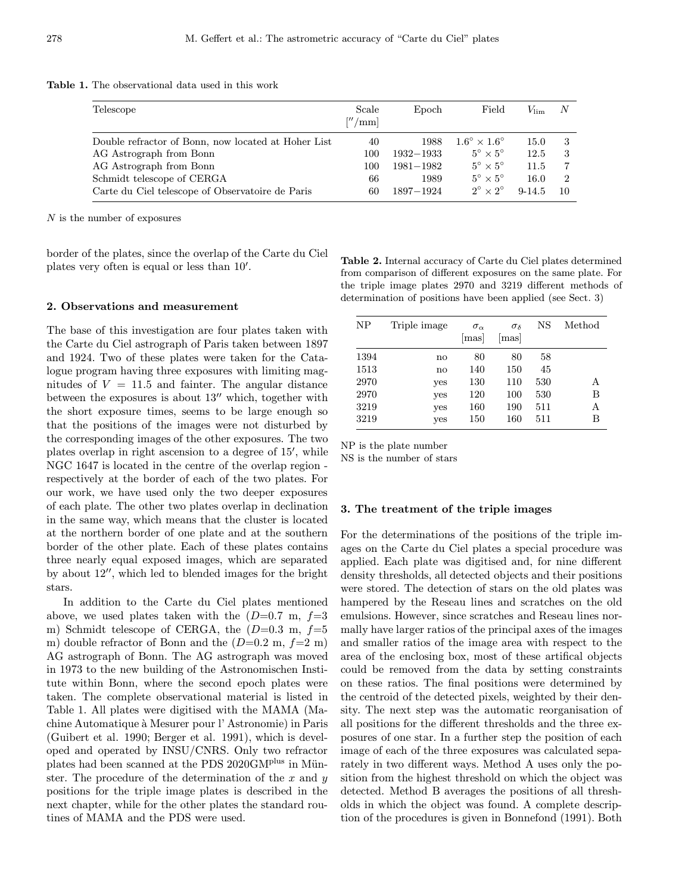**Table 1.** The observational data used in this work

| Telescope | Scale [″/mm] | Epoch | Field | $V_{\rm lim}$ | $N$ |
|---|---|---|---|---|---|
| Double refractor of Bonn, now located at Hoher List | 40 | 1988 | $1.6^\circ \times 1.6^\circ$ | 15.0 | 3 |
| AG Astrograph from Bonn | 100 | 1932−1933 | $5^\circ \times 5^\circ$ | 12.5 | 3 |
| AG Astrograph from Bonn | 100 | 1981−1982 | $5^\circ \times 5^\circ$ | 11.5 | 7 |
| Schmidt telescope of CERGA | 66 | 1989 | $5^\circ \times 5^\circ$ | 16.0 | 2 |
| Carte du Ciel telescope of Observatoire de Paris | 60 | 1897−1924 | $2^\circ \times 2^\circ$ | 9-14.5 | 10 |

$N$ is the number of exposures

border of the plates, since the overlap of the Carte du Ciel plates very often is equal or less than 10′.

## 2. Observations and measurement

The base of this investigation are four plates taken with the Carte du Ciel astrograph of Paris taken between 1897 and 1924. Two of these plates were taken for the Catalogue program having three exposures with limiting magnitudes of $V = 11.5$ and fainter. The angular distance between the exposures is about 13″ which, together with the short exposure times, seems to be large enough so that the positions of the images were not disturbed by the corresponding images of the other exposures. The two plates overlap in right ascension to a degree of 15′, while NGC 1647 is located in the centre of the overlap region - respectively at the border of each of the two plates. For our work, we have used only the two deeper exposures of each plate. The other two plates overlap in declination in the same way, which means that the cluster is located at the northern border of one plate and at the southern border of the other plate. Each of these plates contains three nearly equal exposed images, which are separated by about 12″, which led to blended images for the bright stars.

In addition to the Carte du Ciel plates mentioned above, we used plates taken with the ($D$=0.7 m, $f$=3 m) Schmidt telescope of CERGA, the ($D$=0.3 m, $f$=5 m) double refractor of Bonn and the ($D$=0.2 m, $f$=2 m) AG astrograph of Bonn. The AG astrograph was moved in 1973 to the new building of the Astronomischen Institute within Bonn, where the second epoch plates were taken. The complete observational material is listed in Table 1. All plates were digitised with the MAMA (Machine Automatique à Mesurer pour l' Astronomie) in Paris (Guibert et al. 1990; Berger et al. 1991), which is developed and operated by INSU/CNRS. Only two refractor plates had been scanned at the PDS 2020GM$^{\rm plus}$ in Münster. The procedure of the determination of the $x$ and $y$ positions for the triple image plates is described in the next chapter, while for the other plates the standard routines of MAMA and the PDS were used.

**Table 2.** Internal accuracy of Carte du Ciel plates determined from comparison of different exposures on the same plate. For the triple image plates 2970 and 3219 different methods of determination of positions have been applied (see Sect. 3)

| NP | Triple image | $\sigma_\alpha$ [mas] | $\sigma_\delta$ [mas] | NS | Method |
|---|---|---|---|---|---|
| 1394 | no | 80 | 80 | 58 | |
| 1513 | no | 140 | 150 | 45 | |
| 2970 | yes | 130 | 110 | 530 | A |
| 2970 | yes | 120 | 100 | 530 | B |
| 3219 | yes | 160 | 190 | 511 | A |
| 3219 | yes | 150 | 160 | 511 | B |

NP is the plate number
NS is the number of stars

## 3. The treatment of the triple images

For the determinations of the positions of the triple images on the Carte du Ciel plates a special procedure was applied. Each plate was digitised and, for nine different density thresholds, all detected objects and their positions were stored. The detection of stars on the old plates was hampered by the Reseau lines and scratches on the old emulsions. However, since scratches and Reseau lines normally have larger ratios of the principal axes of the images and smaller ratios of the image area with respect to the area of the enclosing box, most of these artifical objects could be removed from the data by setting constraints on these ratios. The final positions were determined by the centroid of the detected pixels, weighted by their density. The next step was the automatic reorganisation of all positions for the different thresholds and the three exposures of one star. In a further step the position of each image of each of the three exposures was calculated separately in two different ways. Method A uses only the position from the highest threshold on which the object was detected. Method B averages the positions of all thresholds in which the object was found. A complete description of the procedures is given in Bonnefond (1991). Both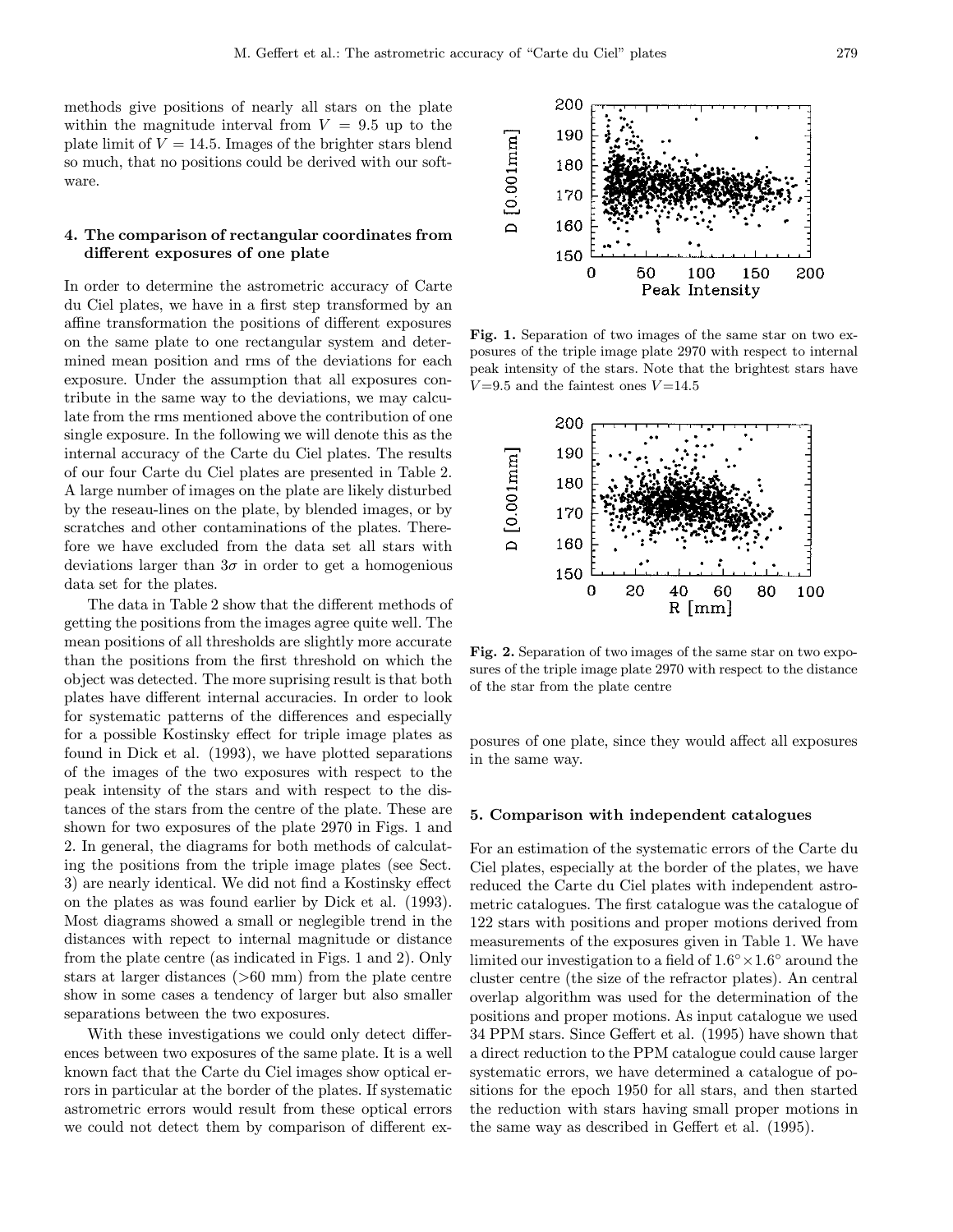methods give positions of nearly all stars on the plate within the magnitude interval from $V = 9.5$ up to the plate limit of $V = 14.5$. Images of the brighter stars blend so much, that no positions could be derived with our software.

## 4. The comparison of rectangular coordinates from different exposures of one plate

In order to determine the astrometric accuracy of Carte du Ciel plates, we have in a first step transformed by an affine transformation the positions of different exposures on the same plate to one rectangular system and determined mean position and rms of the deviations for each exposure. Under the assumption that all exposures contribute in the same way to the deviations, we may calculate from the rms mentioned above the contribution of one single exposure. In the following we will denote this as the internal accuracy of the Carte du Ciel plates. The results of our four Carte du Ciel plates are presented in Table 2. A large number of images on the plate are likely disturbed by the reseau-lines on the plate, by blended images, or by scratches and other contaminations of the plates. Therefore we have excluded from the data set all stars with deviations larger than $3\sigma$ in order to get a homogenious data set for the plates.

The data in Table 2 show that the different methods of getting the positions from the images agree quite well. The mean positions of all thresholds are slightly more accurate than the positions from the first threshold on which the object was detected. The more suprising result is that both plates have different internal accuracies. In order to look for systematic patterns of the differences and especially for a possible Kostinsky effect for triple image plates as found in Dick et al. (1993), we have plotted separations of the images of the two exposures with respect to the peak intensity of the stars and with respect to the distances of the stars from the centre of the plate. These are shown for two exposures of the plate 2970 in Figs. 1 and 2. In general, the diagrams for both methods of calculating the positions from the triple image plates (see Sect. 3) are nearly identical. We did not find a Kostinsky effect on the plates as was found earlier by Dick et al. (1993). Most diagrams showed a small or neglegible trend in the distances with repect to internal magnitude or distance from the plate centre (as indicated in Figs. 1 and 2). Only stars at larger distances (>60 mm) from the plate centre show in some cases a tendency of larger but also smaller separations between the two exposures.

With these investigations we could only detect differences between two exposures of the same plate. It is a well known fact that the Carte du Ciel images show optical errors in particular at the border of the plates. If systematic astrometric errors would result from these optical errors we could not detect them by comparison of different exposures of one plate, since they would affect all exposures in the same way.

**Fig. 1.** Separation of two images of the same star on two exposures of the triple image plate 2970 with respect to internal peak intensity of the stars. Note that the brightest stars have $V$=9.5 and the faintest ones $V$=14.5

**Fig. 2.** Separation of two images of the same star on two exposures of the triple image plate 2970 with respect to the distance of the star from the plate centre

## 5. Comparison with independent catalogues

For an estimation of the systematic errors of the Carte du Ciel plates, especially at the border of the plates, we have reduced the Carte du Ciel plates with independent astrometric catalogues. The first catalogue was the catalogue of 122 stars with positions and proper motions derived from measurements of the exposures given in Table 1. We have limited our investigation to a field of $1.6° \times 1.6°$ around the cluster centre (the size of the refractor plates). An central overlap algorithm was used for the determination of the positions and proper motions. As input catalogue we used 34 PPM stars. Since Geffert et al. (1995) have shown that a direct reduction to the PPM catalogue could cause larger systematic errors, we have determined a catalogue of positions for the epoch 1950 for all stars, and then started the reduction with stars having small proper motions in the same way as described in Geffert et al. (1995).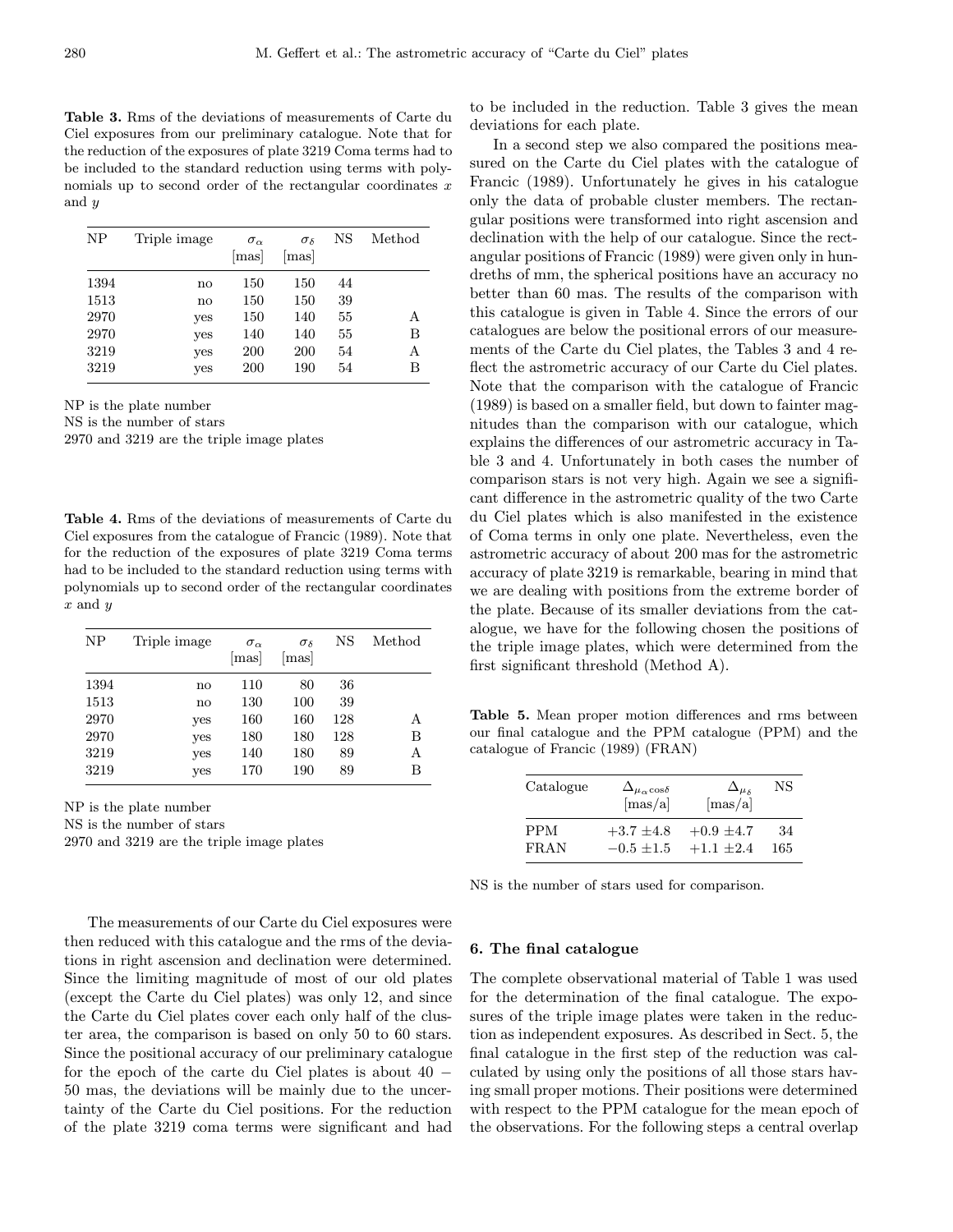**Table 3.** Rms of the deviations of measurements of Carte du Ciel exposures from our preliminary catalogue. Note that for the reduction of the exposures of plate 3219 Coma terms had to be included to the standard reduction using terms with polynomials up to second order of the rectangular coordinates $x$ and $y$

| NP | Triple image | $\sigma_\alpha$ [mas] | $\sigma_\delta$ [mas] | NS | Method |
|---|---|---|---|---|---|
| 1394 | no | 150 | 150 | 44 | |
| 1513 | no | 150 | 150 | 39 | |
| 2970 | yes | 150 | 140 | 55 | A |
| 2970 | yes | 140 | 140 | 55 | B |
| 3219 | yes | 200 | 200 | 54 | A |
| 3219 | yes | 200 | 190 | 54 | B |

NP is the plate number
NS is the number of stars
2970 and 3219 are the triple image plates

**Table 4.** Rms of the deviations of measurements of Carte du Ciel exposures from the catalogue of Francic (1989). Note that for the reduction of the exposures of plate 3219 Coma terms had to be included to the standard reduction using terms with polynomials up to second order of the rectangular coordinates $x$ and $y$

| NP | Triple image | $\sigma_\alpha$ [mas] | $\sigma_\delta$ [mas] | NS | Method |
|---|---|---|---|---|---|
| 1394 | no | 110 | 80 | 36 | |
| 1513 | no | 130 | 100 | 39 | |
| 2970 | yes | 160 | 160 | 128 | A |
| 2970 | yes | 180 | 180 | 128 | B |
| 3219 | yes | 140 | 180 | 89 | A |
| 3219 | yes | 170 | 190 | 89 | B |

NP is the plate number
NS is the number of stars
2970 and 3219 are the triple image plates

The measurements of our Carte du Ciel exposures were then reduced with this catalogue and the rms of the deviations in right ascension and declination were determined. Since the limiting magnitude of most of our old plates (except the Carte du Ciel plates) was only 12, and since the Carte du Ciel plates cover each only half of the cluster area, the comparison is based on only 50 to 60 stars. Since the positional accuracy of our preliminary catalogue for the epoch of the carte du Ciel plates is about 40 − 50 mas, the deviations will be mainly due to the uncertainty of the Carte du Ciel positions. For the reduction of the plate 3219 coma terms were significant and had to be included in the reduction. Table 3 gives the mean deviations for each plate.

In a second step we also compared the positions measured on the Carte du Ciel plates with the catalogue of Francic (1989). Unfortunately he gives in his catalogue only the data of probable cluster members. The rectangular positions were transformed into right ascension and declination with the help of our catalogue. Since the rectangular positions of Francic (1989) were given only in hundreths of mm, the spherical positions have an accuracy no better than 60 mas. The results of the comparison with this catalogue is given in Table 4. Since the errors of our catalogues are below the positional errors of our measurements of the Carte du Ciel plates, the Tables 3 and 4 reflect the astrometric accuracy of our Carte du Ciel plates. Note that the comparison with the catalogue of Francic (1989) is based on a smaller field, but down to fainter magnitudes than the comparison with our catalogue, which explains the differences of our astrometric accuracy in Table 3 and 4. Unfortunately in both cases the number of comparison stars is not very high. Again we see a significant difference in the astrometric quality of the two Carte du Ciel plates which is also manifested in the existence of Coma terms in only one plate. Nevertheless, even the astrometric accuracy of about 200 mas for the astrometric accuracy of plate 3219 is remarkable, bearing in mind that we are dealing with positions from the extreme border of the plate. Because of its smaller deviations from the catalogue, we have for the following chosen the positions of the triple image plates, which were determined from the first significant threshold (Method A).

**Table 5.** Mean proper motion differences and rms between our final catalogue and the PPM catalogue (PPM) and the catalogue of Francic (1989) (FRAN)

| Catalogue | $\Delta_{\mu_\alpha \cos\delta}$ [mas/a] | $\Delta_{\mu_\delta}$ [mas/a] | NS |
|---|---|---|---|
| PPM | $+3.7 \pm 4.8$ | $+0.9 \pm 4.7$ | 34 |
| FRAN | $-0.5 \pm 1.5$ | $+1.1 \pm 2.4$ | 165 |

NS is the number of stars used for comparison.

## 6. The final catalogue

The complete observational material of Table 1 was used for the determination of the final catalogue. The exposures of the triple image plates were taken in the reduction as independent exposures. As described in Sect. 5, the final catalogue in the first step of the reduction was calculated by using only the positions of all those stars having small proper motions. Their positions were determined with respect to the PPM catalogue for the mean epoch of the observations. For the following steps a central overlap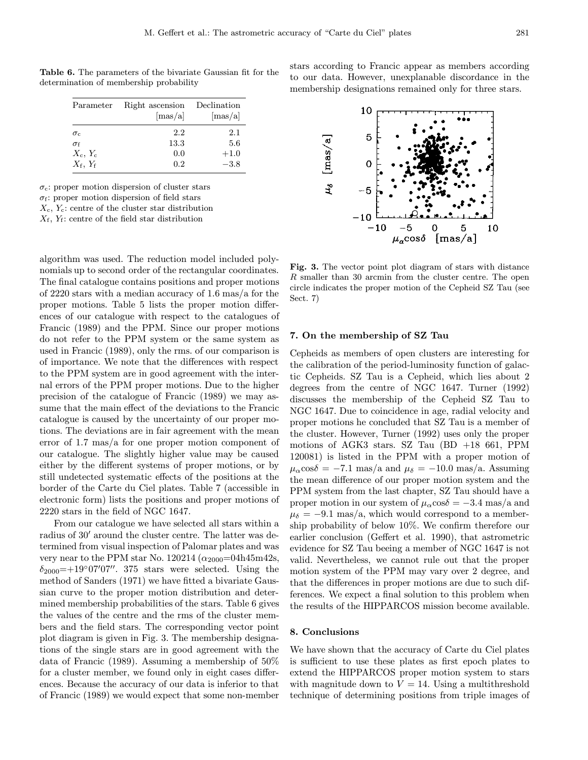**Table 6.** The parameters of the bivariate Gaussian fit for the determination of membership probability

| Parameter | Right ascension [mas/a] | Declination [mas/a] |
|---|---|---|
| $\sigma_c$ | 2.2 | 2.1 |
| $\sigma_f$ | 13.3 | 5.6 |
| $X_c$, $Y_c$ | 0.0 | +1.0 |
| $X_f$, $Y_f$ | 0.2 | −3.8 |

$\sigma_c$: proper motion dispersion of cluster stars
$\sigma_f$: proper motion dispersion of field stars
$X_c$, $Y_c$: centre of the cluster star distribution
$X_f$, $Y_f$: centre of the field star distribution

algorithm was used. The reduction model included polynomials up to second order of the rectangular coordinates. The final catalogue contains positions and proper motions of 2220 stars with a median accuracy of 1.6 mas/a for the proper motions. Table 5 lists the proper motion differences of our catalogue with respect to the catalogues of Francic (1989) and the PPM. Since our proper motions do not refer to the PPM system or the same system as used in Francic (1989), only the rms. of our comparison is of importance. We note that the differences with respect to the PPM system are in good agreement with the internal errors of the PPM proper motions. Due to the higher precision of the catalogue of Francic (1989) we may assume that the main effect of the deviations to the Francic catalogue is caused by the uncertainty of our proper motions. The deviations are in fair agreement with the mean error of 1.7 mas/a for one proper motion component of our catalogue. The slightly higher value may be caused either by the different systems of proper motions, or by still undetected systematic effects of the positions at the border of the Carte du Ciel plates. Table 7 (accessible in electronic form) lists the positions and proper motions of 2220 stars in the field of NGC 1647.

From our catalogue we have selected all stars within a radius of 30′ around the cluster centre. The latter was determined from visual inspection of Palomar plates and was very near to the PPM star No. 120214 ($\alpha_{2000}$=04h45m42s, $\delta_{2000}$=+19°07′07″. 375 stars were selected. Using the method of Sanders (1971) we have fitted a bivariate Gaussian curve to the proper motion distribution and determined membership probabilities of the stars. Table 6 gives the values of the centre and the rms of the cluster members and the field stars. The corresponding vector point plot diagram is given in Fig. 3. The membership designations of the single stars are in good agreement with the data of Francic (1989). Assuming a membership of 50% for a cluster member, we found only in eight cases differences. Because the accuracy of our data is inferior to that of Francic (1989) we would expect that some non-member stars according to Francic appear as members according to our data. However, unexplanable discordance in the membership designations remained only for three stars.

**Fig. 3.** The vector point plot diagram of stars with distance $R$ smaller than 30 arcmin from the cluster centre. The open circle indicates the proper motion of the Cepheid SZ Tau (see Sect. 7)

## 7. On the membership of SZ Tau

Cepheids as members of open clusters are interesting for the calibration of the period-luminosity function of galactic Cepheids. SZ Tau is a Cepheid, which lies about 2 degrees from the centre of NGC 1647. Turner (1992) discusses the membership of the Cepheid SZ Tau to NGC 1647. Due to coincidence in age, radial velocity and proper motions he concluded that SZ Tau is a member of the cluster. However, Turner (1992) uses only the proper motions of AGK3 stars. SZ Tau (BD +18 661, PPM 120081) is listed in the PPM with a proper motion of $\mu_\alpha\cos\delta = -7.1$ mas/a and $\mu_\delta = -10.0$ mas/a. Assuming the mean difference of our proper motion system and the PPM system from the last chapter, SZ Tau should have a proper motion in our system of $\mu_\alpha\cos\delta = -3.4$ mas/a and $\mu_\delta = -9.1$ mas/a, which would correspond to a membership probability of below 10%. We confirm therefore our earlier conclusion (Geffert et al. 1990), that astrometric evidence for SZ Tau beeing a member of NGC 1647 is not valid. Nevertheless, we cannot rule out that the proper motion system of the PPM may vary over 2 degree, and that the differences in proper motions are due to such differences. We expect a final solution to this problem when the results of the HIPPARCOS mission become available.

## 8. Conclusions

We have shown that the accuracy of Carte du Ciel plates is sufficient to use these plates as first epoch plates to extend the HIPPARCOS proper motion system to stars with magnitude down to $V = 14$. Using a multithreshold technique of determining positions from triple images of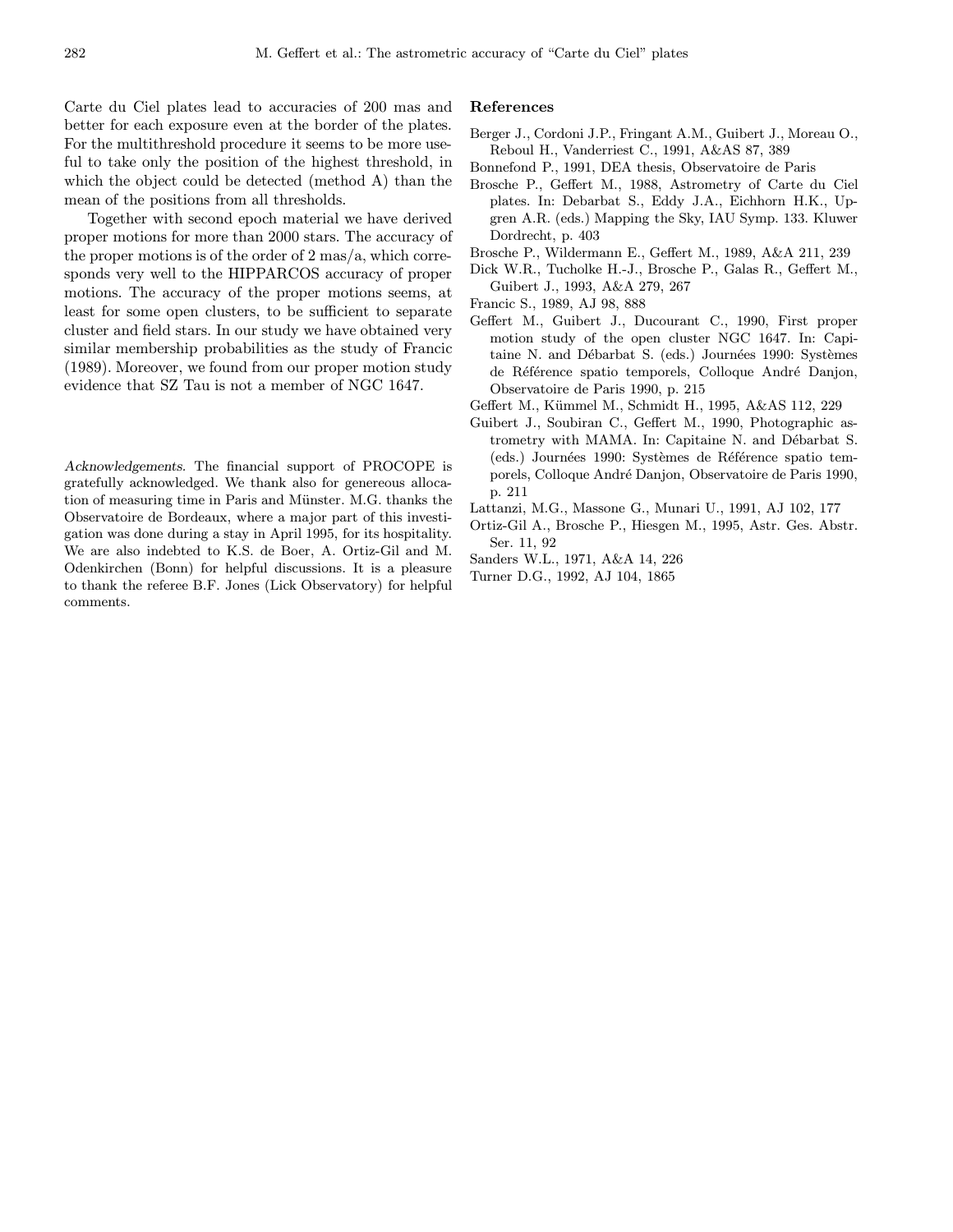Carte du Ciel plates lead to accuracies of 200 mas and better for each exposure even at the border of the plates. For the multithreshold procedure it seems to be more useful to take only the position of the highest threshold, in which the object could be detected (method A) than the mean of the positions from all thresholds.

Together with second epoch material we have derived proper motions for more than 2000 stars. The accuracy of the proper motions is of the order of 2 mas/a, which corresponds very well to the HIPPARCOS accuracy of proper motions. The accuracy of the proper motions seems, at least for some open clusters, to be sufficient to separate cluster and field stars. In our study we have obtained very similar membership probabilities as the study of Francic (1989). Moreover, we found from our proper motion study evidence that SZ Tau is not a member of NGC 1647.

*Acknowledgements.* The financial support of PROCOPE is gratefully acknowledged. We thank also for genereous allocation of measuring time in Paris and Münster. M.G. thanks the Observatoire de Bordeaux, where a major part of this investigation was done during a stay in April 1995, for its hospitality. We are also indebted to K.S. de Boer, A. Ortiz-Gil and M. Odenkirchen (Bonn) for helpful discussions. It is a pleasure to thank the referee B.F. Jones (Lick Observatory) for helpful comments.

## References

Berger J., Cordoni J.P., Fringant A.M., Guibert J., Moreau O., Reboul H., Vanderriest C., 1991, A&AS 87, 389

Bonnefond P., 1991, DEA thesis, Observatoire de Paris

Brosche P., Geffert M., 1988, Astrometry of Carte du Ciel plates. In: Debarbat S., Eddy J.A., Eichhorn H.K., Upgren A.R. (eds.) Mapping the Sky, IAU Symp. 133. Kluwer Dordrecht, p. 403

Brosche P., Wildermann E., Geffert M., 1989, A&A 211, 239

Dick W.R., Tucholke H.-J., Brosche P., Galas R., Geffert M., Guibert J., 1993, A&A 279, 267

Francic S., 1989, AJ 98, 888

Geffert M., Guibert J., Ducourant C., 1990, First proper motion study of the open cluster NGC 1647. In: Capitaine N. and Débarbat S. (eds.) Journées 1990: Systèmes de Référence spatio temporels, Colloque André Danjon, Observatoire de Paris 1990, p. 215

Geffert M., Kümmel M., Schmidt H., 1995, A&AS 112, 229

Guibert J., Soubiran C., Geffert M., 1990, Photographic astrometry with MAMA. In: Capitaine N. and Débarbat S. (eds.) Journées 1990: Systèmes de Référence spatio temporels, Colloque André Danjon, Observatoire de Paris 1990, p. 211

Lattanzi, M.G., Massone G., Munari U., 1991, AJ 102, 177

Ortiz-Gil A., Brosche P., Hiesgen M., 1995, Astr. Ges. Abstr. Ser. 11, 92

Sanders W.L., 1971, A&A 14, 226

Turner D.G., 1992, AJ 104, 1865